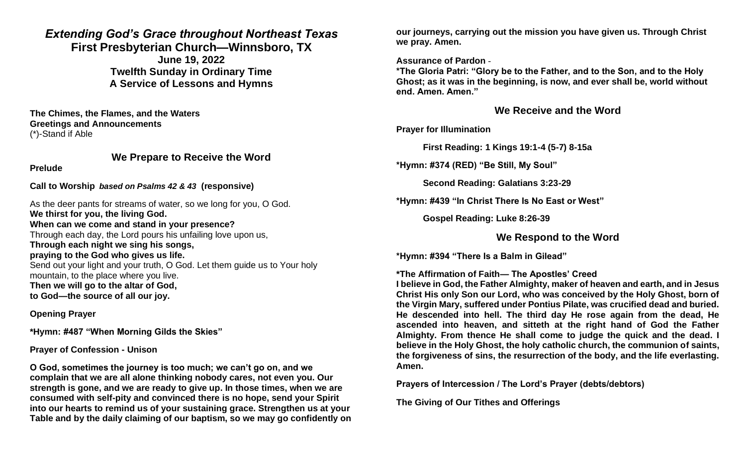# *Extending God's Grace throughout Northeast Texas*

**First Presbyterian Church—Winnsboro, TX**
**June 19, 2022**
**Twelfth Sunday in Ordinary Time**
**A Service of Lessons and Hymns**

**The Chimes, the Flames, and the Waters**
**Greetings and Announcements**
(*)-Stand if Able

## We Prepare to Receive the Word

**Prelude**

**Call to Worship** ***based on Psalms 42 & 43*** **(responsive)**

As the deer pants for streams of water, so we long for you, O God.
**We thirst for you, the living God.**
**When can we come and stand in your presence?**
Through each day, the Lord pours his unfailing love upon us,
**Through each night we sing his songs,**
**praying to the God who gives us life.**
Send out your light and your truth, O God. Let them guide us to Your holy mountain, to the place where you live.
**Then we will go to the altar of God,**
**to God—the source of all our joy.**

**Opening Prayer**

***Hymn: #487 "When Morning Gilds the Skies"**

**Prayer of Confession - Unison**

**O God, sometimes the journey is too much; we can't go on, and we complain that we are all alone thinking nobody cares, not even you. Our strength is gone, and we are ready to give up. In those times, when we are consumed with self-pity and convinced there is no hope, send your Spirit into our hearts to remind us of your sustaining grace. Strengthen us at your Table and by the daily claiming of our baptism, so we may go confidently on our journeys, carrying out the mission you have given us. Through Christ we pray. Amen.**

**Assurance of Pardon** -
***The Gloria Patri: "Glory be to the Father, and to the Son, and to the Holy Ghost; as it was in the beginning, is now, and ever shall be, world without end. Amen. Amen."**

## We Receive and the Word

**Prayer for Illumination**

**First Reading: 1 Kings 19:1-4 (5-7) 8-15a**

***Hymn: #374 (RED) "Be Still, My Soul"**

**Second Reading: Galatians 3:23-29**

***Hymn: #439 "In Christ There Is No East or West"**

**Gospel Reading: Luke 8:26-39**

## We Respond to the Word

***Hymn: #394 "There Is a Balm in Gilead"**

***The Affirmation of Faith— The Apostles' Creed**
**I believe in God, the Father Almighty, maker of heaven and earth, and in Jesus Christ His only Son our Lord, who was conceived by the Holy Ghost, born of the Virgin Mary, suffered under Pontius Pilate, was crucified dead and buried. He descended into hell. The third day He rose again from the dead, He ascended into heaven, and sitteth at the right hand of God the Father Almighty. From thence He shall come to judge the quick and the dead. I believe in the Holy Ghost, the holy catholic church, the communion of saints, the forgiveness of sins, the resurrection of the body, and the life everlasting. Amen.**

**Prayers of Intercession / The Lord's Prayer (debts/debtors)**

**The Giving of Our Tithes and Offerings**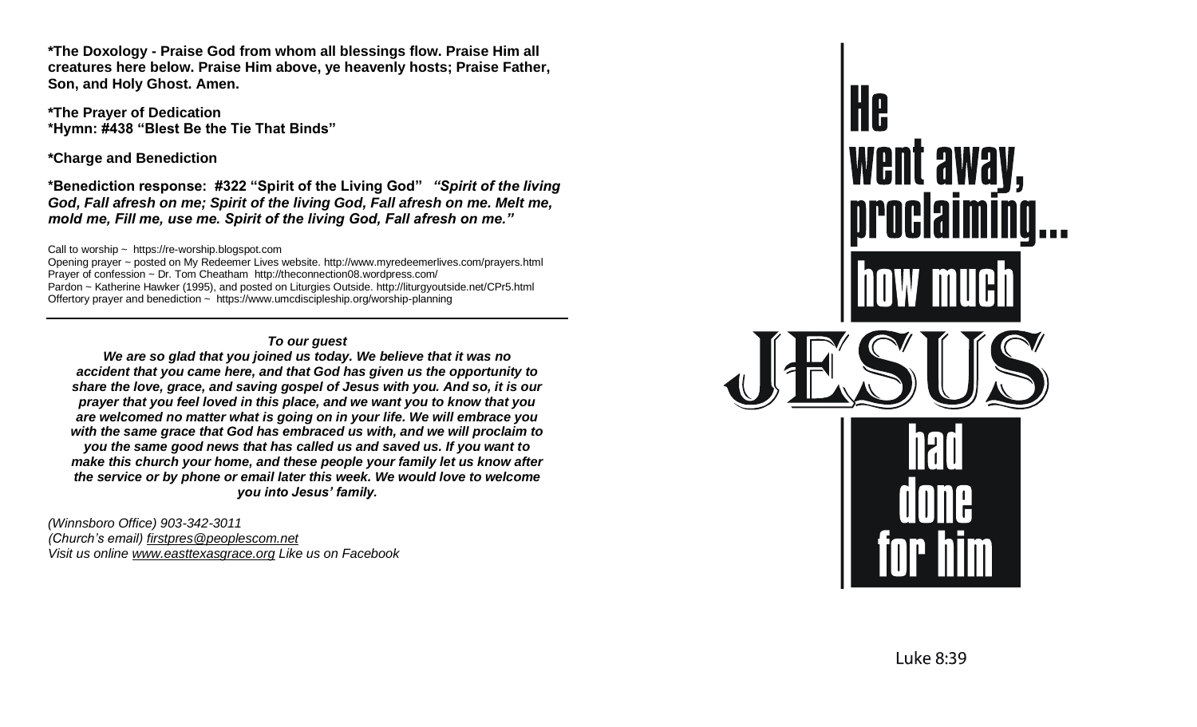**\*The Doxology - Praise God from whom all blessings flow. Praise Him all creatures here below. Praise Him above, ye heavenly hosts; Praise Father, Son, and Holy Ghost. Amen.**

**\*The Prayer of Dedication**
**\*Hymn: #438 "Blest Be the Tie That Binds"**

**\*Charge and Benediction**

**\*Benediction response: #322 "Spirit of the Living God"** ***"Spirit of the living God, Fall afresh on me; Spirit of the living God, Fall afresh on me. Melt me, mold me, Fill me, use me. Spirit of the living God, Fall afresh on me."***

Call to worship ~ https://re-worship.blogspot.com
Opening prayer ~ posted on My Redeemer Lives website. http://www.myredeemerlives.com/prayers.html
Prayer of confession ~ Dr. Tom Cheatham http://theconnection08.wordpress.com/
Pardon ~ Katherine Hawker (1995), and posted on Liturgies Outside. http://liturgyoutside.net/CPr5.html
Offertory prayer and benediction ~ https://www.umcdiscipleship.org/worship-planning

---

***To our guest***

***We are so glad that you joined us today. We believe that it was no accident that you came here, and that God has given us the opportunity to share the love, grace, and saving gospel of Jesus with you. And so, it is our prayer that you feel loved in this place, and we want you to know that you are welcomed no matter what is going on in your life. We will embrace you with the same grace that God has embraced us with, and we will proclaim to you the same good news that has called us and saved us. If you want to make this church your home, and these people your family let us know after the service or by phone or email later this week. We would love to welcome you into Jesus' family.***

*(Winnsboro Office) 903-342-3011*
*(Church's email) firstpres@peoplescom.net*
*Visit us online www.easttexasgrace.org Like us on Facebook*

He went away, proclaiming... how much JESUS had done for him

Luke 8:39